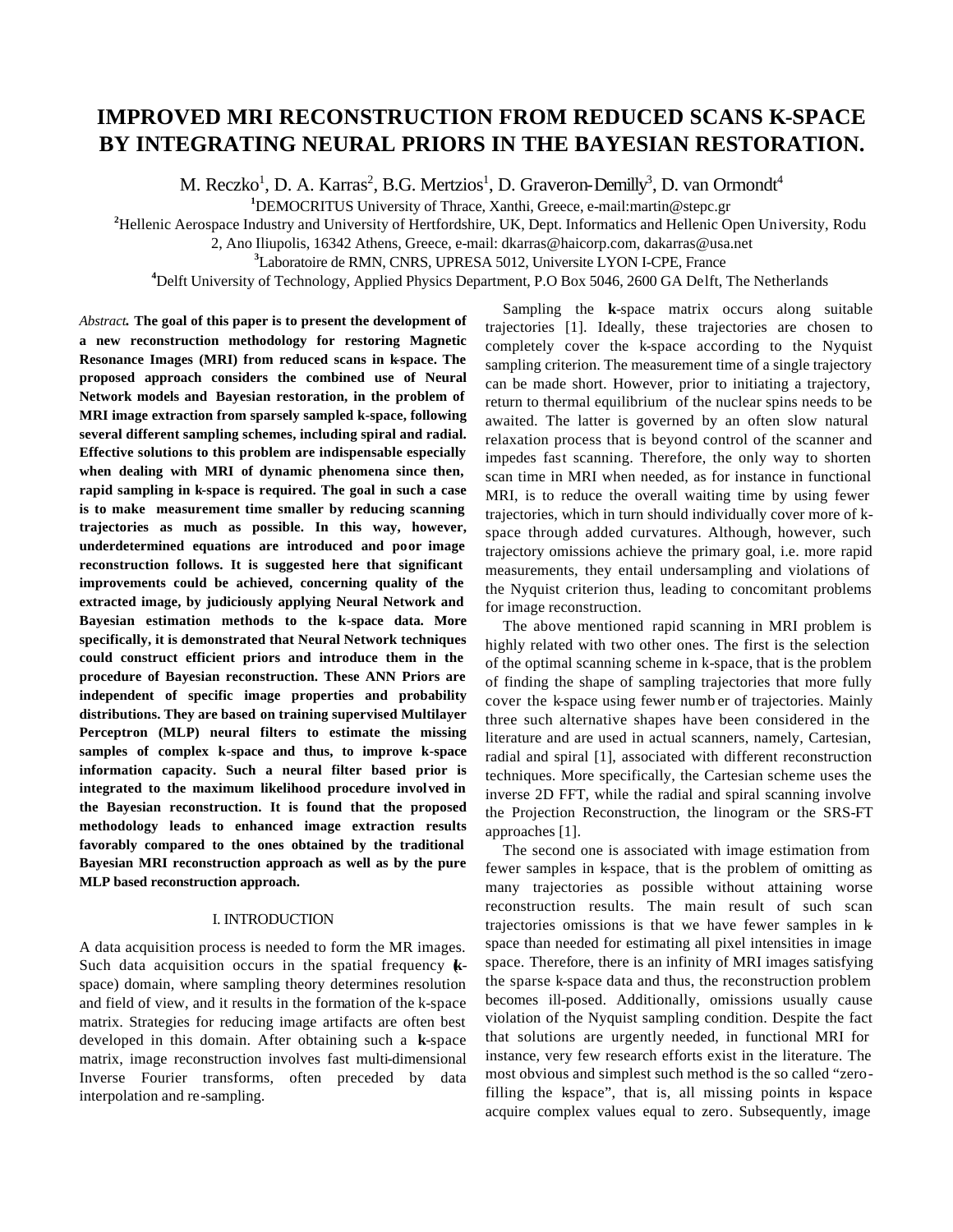# IMPROVED MRI RECONSTRUCTION FROM REDUCED SCANS K-SPACE BY INTEGRATING NEURAL PRIORS IN THE BAYESIAN RESTORATION.

M. Reczko[1], D. A. Karras[2], B.G. Mertzios[1], D. Graveron-Demilly[3], D. van Ormondt[4]

[1]DEMOCRITUS University of Thrace, Xanthi, Greece, e-mail:martin@stepc.gr

[2]Hellenic Aerospace Industry and University of Hertfordshire, UK, Dept. Informatics and Hellenic Open University, Rodu 2, Ano Iliupolis, 16342 Athens, Greece, e-mail: dkarras@haicorp.com, dakarras@usa.net

[3]Laboratoire de RMN, CNRS, UPRESA 5012, Universite LYON I-CPE, France

[4]Delft University of Technology, Applied Physics Department, P.O Box 5046, 2600 GA Delft, The Netherlands

*Abstract.* **The goal of this paper is to present the development of a new reconstruction methodology for restoring Magnetic Resonance Images (MRI) from reduced scans in k-space. The proposed approach considers the combined use of Neural Network models and Bayesian restoration, in the problem of MRI image extraction from sparsely sampled k-space, following several different sampling schemes, including spiral and radial. Effective solutions to this problem are indispensable especially when dealing with MRI of dynamic phenomena since then, rapid sampling in k-space is required. The goal in such a case is to make measurement time smaller by reducing scanning trajectories as much as possible. In this way, however, underdetermined equations are introduced and poor image reconstruction follows. It is suggested here that significant improvements could be achieved, concerning quality of the extracted image, by judiciously applying Neural Network and Bayesian estimation methods to the k-space data. More specifically, it is demonstrated that Neural Network techniques could construct efficient priors and introduce them in the procedure of Bayesian reconstruction. These ANN Priors are independent of specific image properties and probability distributions. They are based on training supervised Multilayer Perceptron (MLP) neural filters to estimate the missing samples of complex k-space and thus, to improve k-space information capacity. Such a neural filter based prior is integrated to the maximum likelihood procedure involved in the Bayesian reconstruction. It is found that the proposed methodology leads to enhanced image extraction results favorably compared to the ones obtained by the traditional Bayesian MRI reconstruction approach as well as by the pure MLP based reconstruction approach.**

## I. INTRODUCTION

A data acquisition process is needed to form the MR images. Such data acquisition occurs in the spatial frequency (**k**-space) domain, where sampling theory determines resolution and field of view, and it results in the formation of the k-space matrix. Strategies for reducing image artifacts are often best developed in this domain. After obtaining such a **k**-space matrix, image reconstruction involves fast multi-dimensional Inverse Fourier transforms, often preceded by data interpolation and re-sampling.

Sampling the **k**-space matrix occurs along suitable trajectories [1]. Ideally, these trajectories are chosen to completely cover the k-space according to the Nyquist sampling criterion. The measurement time of a single trajectory can be made short. However, prior to initiating a trajectory, return to thermal equilibrium of the nuclear spins needs to be awaited. The latter is governed by an often slow natural relaxation process that is beyond control of the scanner and impedes fast scanning. Therefore, the only way to shorten scan time in MRI when needed, as for instance in functional MRI, is to reduce the overall waiting time by using fewer trajectories, which in turn should individually cover more of k-space through added curvatures. Although, however, such trajectory omissions achieve the primary goal, i.e. more rapid measurements, they entail undersampling and violations of the Nyquist criterion thus, leading to concomitant problems for image reconstruction.

The above mentioned rapid scanning in MRI problem is highly related with two other ones. The first is the selection of the optimal scanning scheme in k-space, that is the problem of finding the shape of sampling trajectories that more fully cover the k-space using fewer number of trajectories. Mainly three such alternative shapes have been considered in the literature and are used in actual scanners, namely, Cartesian, radial and spiral [1], associated with different reconstruction techniques. More specifically, the Cartesian scheme uses the inverse 2D FFT, while the radial and spiral scanning involve the Projection Reconstruction, the linogram or the SRS-FT approaches [1].

The second one is associated with image estimation from fewer samples in k-space, that is the problem of omitting as many trajectories as possible without attaining worse reconstruction results. The main result of such scan trajectories omissions is that we have fewer samples in k-space than needed for estimating all pixel intensities in image space. Therefore, there is an infinity of MRI images satisfying the sparse k-space data and thus, the reconstruction problem becomes ill-posed. Additionally, omissions usually cause violation of the Nyquist sampling condition. Despite the fact that solutions are urgently needed, in functional MRI for instance, very few research efforts exist in the literature. The most obvious and simplest such method is the so called "zero-filling the k-space", that is, all missing points in k-space acquire complex values equal to zero. Subsequently, image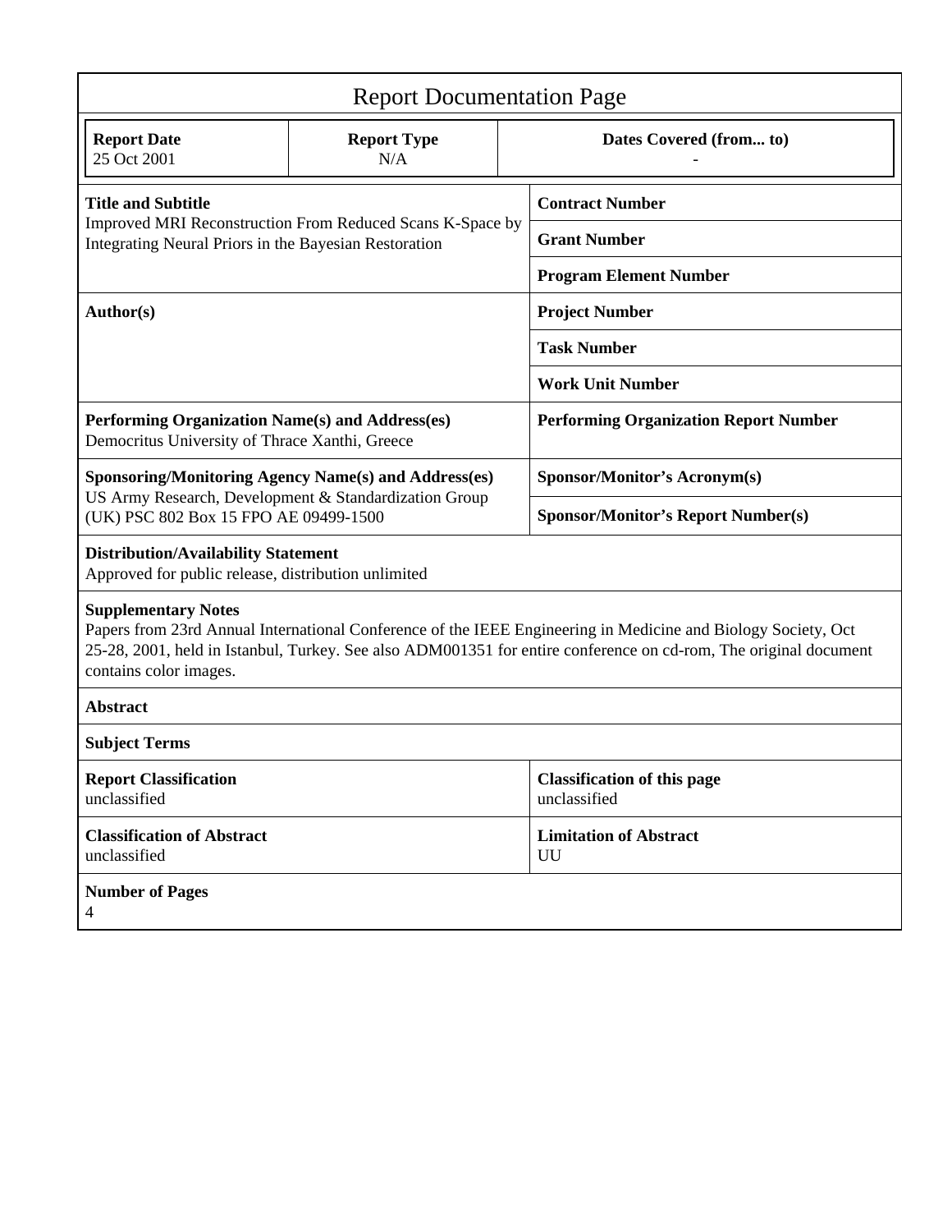# Report Documentation Page

| Report Date | Report Type | Dates Covered (from... to) |
|---|---|---|
| 25 Oct 2001 | N/A | - |

| | |
|---|---|
| **Title and Subtitle**<br>Improved MRI Reconstruction From Reduced Scans K-Space by Integrating Neural Priors in the Bayesian Restoration | **Contract Number** |
| | **Grant Number** |
| | **Program Element Number** |
| **Author(s)** | **Project Number** |
| | **Task Number** |
| | **Work Unit Number** |
| **Performing Organization Name(s) and Address(es)**<br>Democritus University of Thrace Xanthi, Greece | **Performing Organization Report Number** |
| **Sponsoring/Monitoring Agency Name(s) and Address(es)**<br>US Army Research, Development & Standardization Group (UK) PSC 802 Box 15 FPO AE 09499-1500 | **Sponsor/Monitor's Acronym(s)** |
| | **Sponsor/Monitor's Report Number(s)** |

**Distribution/Availability Statement**
Approved for public release, distribution unlimited

**Supplementary Notes**
Papers from 23rd Annual International Conference of the IEEE Engineering in Medicine and Biology Society, Oct 25-28, 2001, held in Istanbul, Turkey. See also ADM001351 for entire conference on cd-rom, The original document contains color images.

**Abstract**

**Subject Terms**

| | |
|---|---|
| **Report Classification**<br>unclassified | **Classification of this page**<br>unclassified |
| **Classification of Abstract**<br>unclassified | **Limitation of Abstract**<br>UU |

**Number of Pages**
4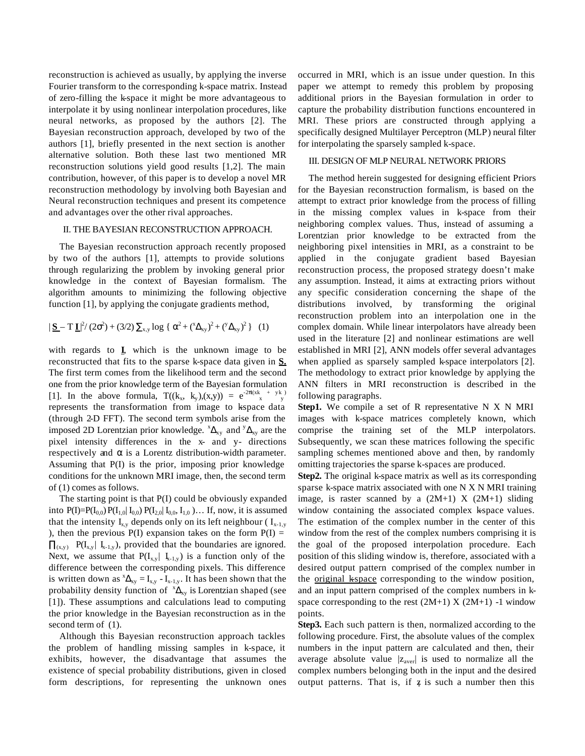reconstruction is achieved as usually, by applying the inverse Fourier transform to the corresponding k-space matrix. Instead of zero-filling the k-space it might be more advantageous to interpolate it by using nonlinear interpolation procedures, like neural networks, as proposed by the authors [2]. The Bayesian reconstruction approach, developed by two of the authors [1], briefly presented in the next section is another alternative solution. Both these last two mentioned MR reconstruction solutions yield good results [1,2]. The main contribution, however, of this paper is to develop a novel MR reconstruction methodology by involving both Bayesian and Neural reconstruction techniques and present its competence and advantages over the other rival approaches.

## II. THE BAYESIAN RECONSTRUCTION APPROACH.

The Bayesian reconstruction approach recently proposed by two of the authors [1], attempts to provide solutions through regularizing the problem by invoking general prior knowledge in the context of Bayesian formalism. The algorithm amounts to minimizing the following objective function [1], by applying the conjugate gradients method,

$$|\underline{\mathbf{S}} - T\,\underline{\mathbf{I}}|^2 / (2\sigma^2) + (3/2)\sum_{x,y} \log\{\,\alpha^2 + ({}^{x}\Delta_{xy})^2 + ({}^{y}\Delta_{xy})^2\,\} \quad (1)$$

with regards to $\underline{\mathbf{I}}$, which is the unknown image to be reconstructed that fits to the sparse k-space data given in $\underline{\mathbf{S}}$. The first term comes from the likelihood term and the second one from the prior knowledge term of the Bayesian formulation [1]. In the above formula, $T((k_x, k_y),(x,y)) = e^{-2\pi i(xk_x + yk_y)}$ represents the transformation from image to k-space data (through 2-D FFT). The second term symbols arise from the imposed 2D Lorentzian prior knowledge. ${}^{x}\Delta_{xy}$ and ${}^{y}\Delta_{xy}$ are the pixel intensity differences in the x- and y- directions respectively and $\alpha$ is a Lorentz distribution-width parameter. Assuming that P(I) is the prior, imposing prior knowledge conditions for the unknown MRI image, then, the second term of (1) comes as follows.

The starting point is that P(I) could be obviously expanded into $P(I)=P(I_{0,0})\,P(I_{1,0}|\,I_{0,0})\,P(I_{2,0}|\,I_{0,0}, I_{1,0})\ldots$ If, now, it is assumed that the intensity $I_{x,y}$ depends only on its left neighbour ( $I_{x-1,y}$ ), then the previous P(I) expansion takes on the form $P(I) = \prod_{(x,y)} P(I_{x,y}|\, I_{x-1,y})$, provided that the boundaries are ignored. Next, we assume that $P(I_{x,y}|\, I_{x-1,y})$ is a function only of the difference between the corresponding pixels. This difference is written down as ${}^{x}\Delta_{xy} = I_{x,y} - I_{x-1,y}$. It has been shown that the probability density function of ${}^{x}\Delta_{xy}$ is Lorentzian shaped (see [1]). These assumptions and calculations lead to computing the prior knowledge in the Bayesian reconstruction as in the second term of (1).

Although this Bayesian reconstruction approach tackles the problem of handling missing samples in k-space, it exhibits, however, the disadvantage that assumes the existence of special probability distributions, given in closed form descriptions, for representing the unknown ones occurred in MRI, which is an issue under question. In this paper we attempt to remedy this problem by proposing additional priors in the Bayesian formulation in order to capture the probability distribution functions encountered in MRI. These priors are constructed through applying a specifically designed Multilayer Perceptron (MLP) neural filter for interpolating the sparsely sampled k-space.

## III. DESIGN OF MLP NEURAL NETWORK PRIORS

The method herein suggested for designing efficient Priors for the Bayesian reconstruction formalism, is based on the attempt to extract prior knowledge from the process of filling in the missing complex values in k-space from their neighboring complex values. Thus, instead of assuming a Lorentzian prior knowledge to be extracted from the neighboring pixel intensities in MRI, as a constraint to be applied in the conjugate gradient based Bayesian reconstruction process, the proposed strategy doesn't make any assumption. Instead, it aims at extracting priors without any specific consideration concerning the shape of the distributions involved, by transforming the original reconstruction problem into an interpolation one in the complex domain. While linear interpolators have already been used in the literature [2] and nonlinear estimations are well established in MRI [2], ANN models offer several advantages when applied as sparsely sampled k-space interpolators [2]. The methodology to extract prior knowledge by applying the ANN filters in MRI reconstruction is described in the following paragraphs.

**Step1.** We compile a set of R representative N X N MRI images with k-space matrices completely known, which comprise the training set of the MLP interpolators. Subsequently, we scan these matrices following the specific sampling schemes mentioned above and then, by randomly omitting trajectories the sparse k-spaces are produced.

**Step2.** The original k-space matrix as well as its corresponding sparse k-space matrix associated with one N X N MRI training image, is raster scanned by a (2M+1) X (2M+1) sliding window containing the associated complex k-space values. The estimation of the complex number in the center of this window from the rest of the complex numbers comprising it is the goal of the proposed interpolation procedure. Each position of this sliding window is, therefore, associated with a desired output pattern comprised of the complex number in the original k-space corresponding to the window position, and an input pattern comprised of the complex numbers in k-space corresponding to the rest (2M+1) X (2M+1) -1 window points.

**Step3.** Each such pattern is then, normalized according to the following procedure. First, the absolute values of the complex numbers in the input pattern are calculated and then, their average absolute value $|z_{aver}|$ is used to normalize all the complex numbers belonging both in the input and the desired output patterns. That is, if $z_i$ is such a number then this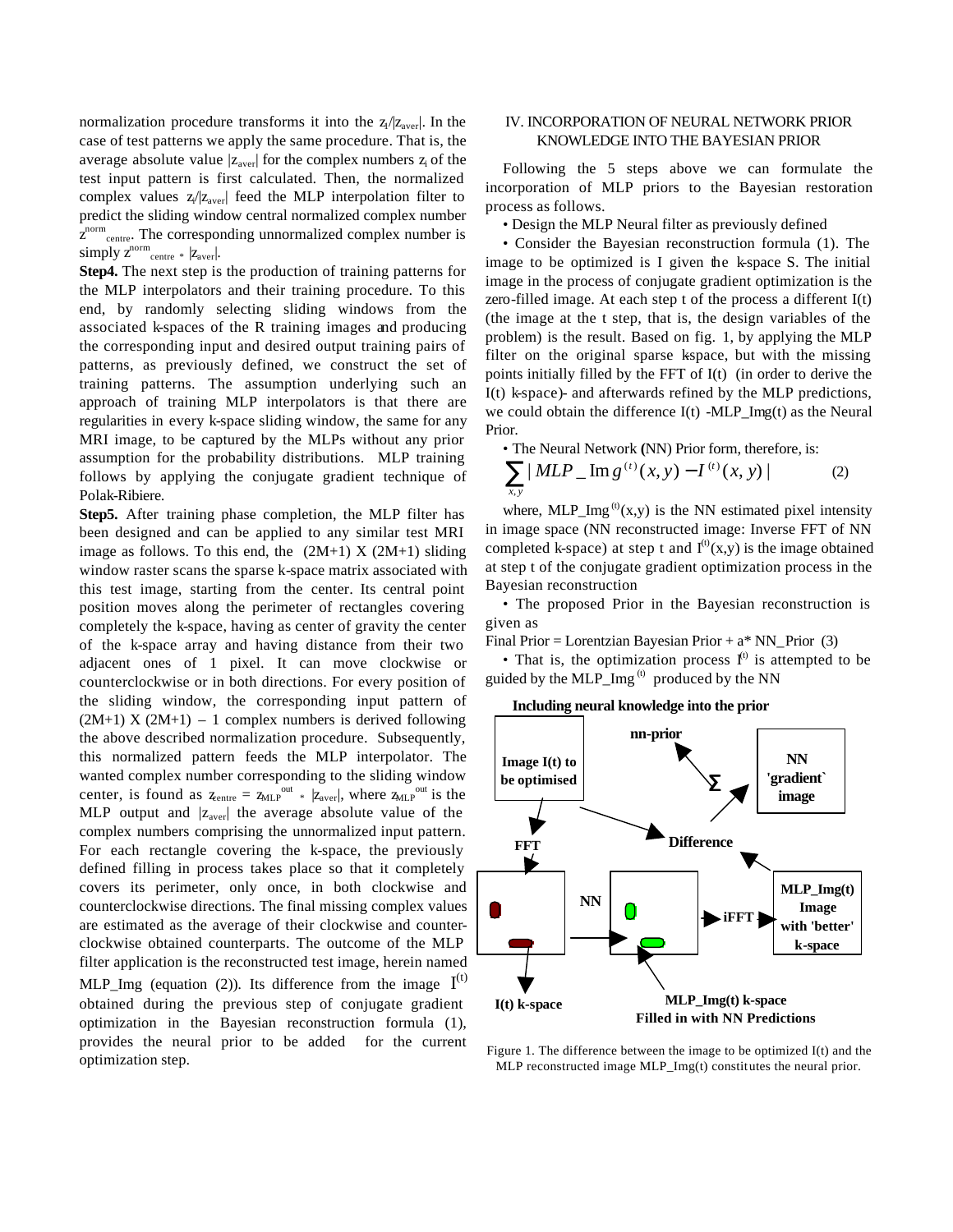normalization procedure transforms it into the $z_i/|z_{aver}|$. In the case of test patterns we apply the same procedure. That is, the average absolute value $|z_{aver}|$ for the complex numbers $z_i$ of the test input pattern is first calculated. Then, the normalized complex values $z_i/|z_{aver}|$ feed the MLP interpolation filter to predict the sliding window central normalized complex number $z^{norm}_{centre}$. The corresponding unnormalized complex number is simply $z^{norm}_{centre} * |z_{aver}|$.

**Step4.** The next step is the production of training patterns for the MLP interpolators and their training procedure. To this end, by randomly selecting sliding windows from the associated k-spaces of the R training images and producing the corresponding input and desired output training pairs of patterns, as previously defined, we construct the set of training patterns. The assumption underlying such an approach of training MLP interpolators is that there are regularities in every k-space sliding window, the same for any MRI image, to be captured by the MLPs without any prior assumption for the probability distributions. MLP training follows by applying the conjugate gradient technique of Polak-Ribiere.

**Step5.** After training phase completion, the MLP filter has been designed and can be applied to any similar test MRI image as follows. To this end, the (2M+1) X (2M+1) sliding window raster scans the sparse k-space matrix associated with this test image, starting from the center. Its central point position moves along the perimeter of rectangles covering completely the k-space, having as center of gravity the center of the k-space array and having distance from their two adjacent ones of 1 pixel. It can move clockwise or counterclockwise or in both directions. For every position of the sliding window, the corresponding input pattern of (2M+1) X (2M+1) – 1 complex numbers is derived following the above described normalization procedure. Subsequently, this normalized pattern feeds the MLP interpolator. The wanted complex number corresponding to the sliding window center, is found as $z_{centre} = z_{MLP}^{out} * |z_{aver}|$, where $z_{MLP}^{out}$ is the MLP output and $|z_{aver}|$ the average absolute value of the complex numbers comprising the unnormalized input pattern. For each rectangle covering the k-space, the previously defined filling in process takes place so that it completely covers its perimeter, only once, in both clockwise and counterclockwise directions. The final missing complex values are estimated as the average of their clockwise and counter-clockwise obtained counterparts. The outcome of the MLP filter application is the reconstructed test image, herein named MLP_Img (equation (2)). Its difference from the image $I^{(t)}$ obtained during the previous step of conjugate gradient optimization in the Bayesian reconstruction formula (1), provides the neural prior to be added for the current optimization step.

## IV. INCORPORATION OF NEURAL NETWORK PRIOR KNOWLEDGE INTO THE BAYESIAN PRIOR

Following the 5 steps above we can formulate the incorporation of MLP priors to the Bayesian restoration process as follows.

- Design the MLP Neural filter as previously defined
- Consider the Bayesian reconstruction formula (1). The image to be optimized is I given the k-space S. The initial image in the process of conjugate gradient optimization is the zero-filled image. At each step t of the process a different I(t) (the image at the t step, that is, the design variables of the problem) is the result. Based on fig. 1, by applying the MLP filter on the original sparse k-space, but with the missing points initially filled by the FFT of I(t) (in order to derive the I(t) k-space)- and afterwards refined by the MLP predictions, we could obtain the difference I(t) -MLP_Img(t) as the Neural Prior.
- The Neural Network **(**NN) Prior form, therefore, is:

$$\sum_{x,y} | MLP\_Img^{(t)}(x,y) - I^{(t)}(x,y) | \qquad (2)$$

where, $MLP\_Img^{(t)}(x,y)$ is the NN estimated pixel intensity in image space (NN reconstructed image: Inverse FFT of NN completed k-space) at step t and $I^{(t)}(x,y)$ is the image obtained at step t of the conjugate gradient optimization process in the Bayesian reconstruction

- The proposed Prior in the Bayesian reconstruction is given as

Final Prior = Lorentzian Bayesian Prior + a* NN_Prior (3)

- That is, the optimization process $I^{(t)}$ is attempted to be guided by the $MLP\_Img^{(t)}$ produced by the NN

**Including neural knowledge into the prior**

Figure 1. The difference between the image to be optimized I(t) and the MLP reconstructed image MLP_Img(t) constitutes the neural prior.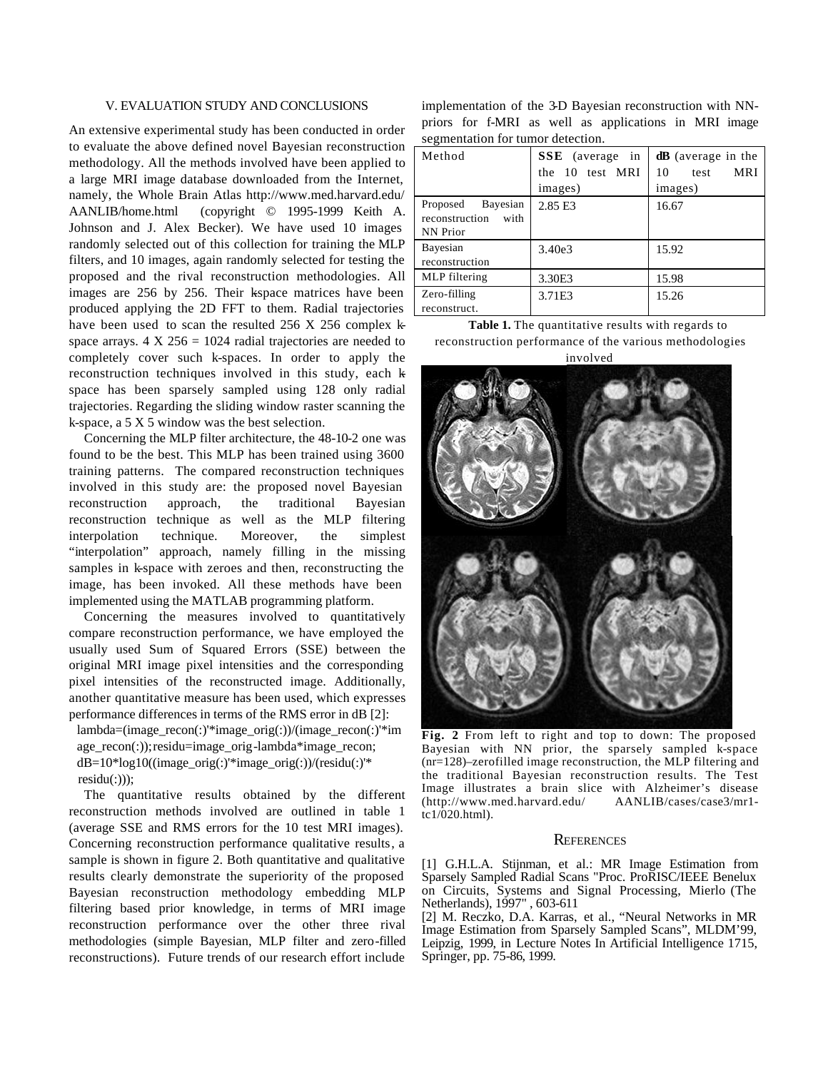## V. EVALUATION STUDY AND CONCLUSIONS

An extensive experimental study has been conducted in order to evaluate the above defined novel Bayesian reconstruction methodology. All the methods involved have been applied to a large MRI image database downloaded from the Internet, namely, the Whole Brain Atlas http://www.med.harvard.edu/ AANLIB/home.html (copyright © 1995-1999 Keith A. Johnson and J. Alex Becker). We have used 10 images randomly selected out of this collection for training the MLP filters, and 10 images, again randomly selected for testing the proposed and the rival reconstruction methodologies. All images are 256 by 256. Their k-space matrices have been produced applying the 2D FFT to them. Radial trajectories have been used to scan the resulted 256 X 256 complex k-space arrays. 4 X 256 = 1024 radial trajectories are needed to completely cover such k-spaces. In order to apply the reconstruction techniques involved in this study, each k-space has been sparsely sampled using 128 only radial trajectories. Regarding the sliding window raster scanning the k-space, a 5 X 5 window was the best selection.

Concerning the MLP filter architecture, the 48-10-2 one was found to be the best. This MLP has been trained using 3600 training patterns. The compared reconstruction techniques involved in this study are: the proposed novel Bayesian reconstruction approach, the traditional Bayesian reconstruction technique as well as the MLP filtering interpolation technique. Moreover, the simplest "interpolation" approach, namely filling in the missing samples in k-space with zeroes and then, reconstructing the image, has been invoked. All these methods have been implemented using the MATLAB programming platform.

Concerning the measures involved to quantitatively compare reconstruction performance, we have employed the usually used Sum of Squared Errors (SSE) between the original MRI image pixel intensities and the corresponding pixel intensities of the reconstructed image. Additionally, another quantitative measure has been used, which expresses performance differences in terms of the RMS error in dB [2]:

```
lambda=(image_recon(:)'*image_orig(:))/(image_recon(:)'*image_recon(:));residu=image_orig-lambda*image_recon;
dB=10*log10((image_orig(:)'*image_orig(:))/(residu(:)'*residu(:)));
```

The quantitative results obtained by the different reconstruction methods involved are outlined in table 1 (average SSE and RMS errors for the 10 test MRI images). Concerning reconstruction performance qualitative results, a sample is shown in figure 2. Both quantitative and qualitative results clearly demonstrate the superiority of the proposed Bayesian reconstruction methodology embedding MLP filtering based prior knowledge, in terms of MRI image reconstruction performance over the other three rival methodologies (simple Bayesian, MLP filter and zero-filled reconstructions). Future trends of our research effort include implementation of the 3-D Bayesian reconstruction with NN-priors for f-MRI as well as applications in MRI image segmentation for tumor detection.

| Method | **SSE** (average in the 10 test MRI images) | **dB** (average in the 10 test MRI images) |
|---|---|---|
| Proposed Bayesian reconstruction with NN Prior | 2.85 E3 | 16.67 |
| Bayesian reconstruction | 3.40e3 | 15.92 |
| MLP filtering | 3.30E3 | 15.98 |
| Zero-filling reconstruct. | 3.71E3 | 15.26 |

**Table 1.** The quantitative results with regards to reconstruction performance of the various methodologies involved

**Fig. 2** From left to right and top to down: The proposed Bayesian with NN prior, the sparsely sampled k-space (nr=128)–zerofilled image reconstruction, the MLP filtering and the traditional Bayesian reconstruction results. The Test Image illustrates a brain slice with Alzheimer's disease (http://www.med.harvard.edu/ AANLIB/cases/case3/mr1-tc1/020.html).

## REFERENCES

[1] G.H.L.A. Stijnman, et al.: MR Image Estimation from Sparsely Sampled Radial Scans "Proc. ProRISC/IEEE Benelux on Circuits, Systems and Signal Processing, Mierlo (The Netherlands), 1997" , 603-611

[2] M. Reczko, D.A. Karras, et al., "Neural Networks in MR Image Estimation from Sparsely Sampled Scans", MLDM'99, Leipzig, 1999, in Lecture Notes In Artificial Intelligence 1715, Springer, pp. 75-86, 1999.